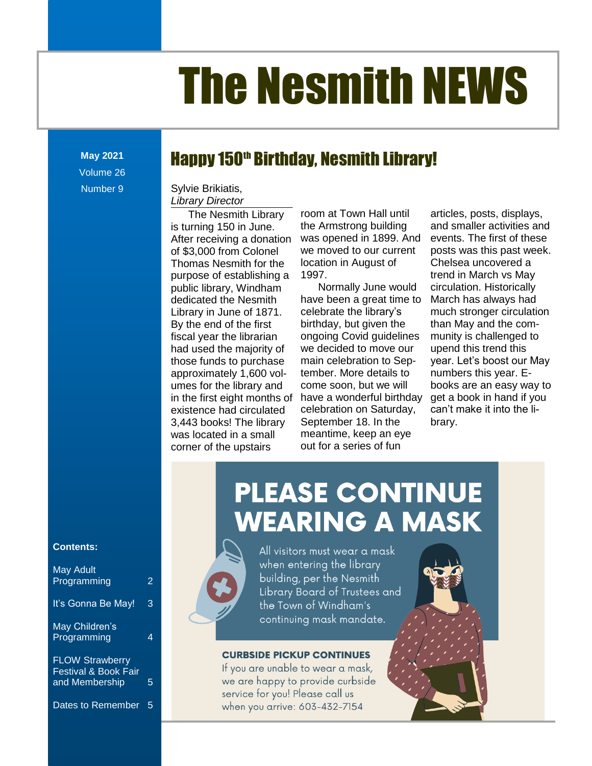# The Nesmith NEWS

**May 2021**
Volume 26
Number 9

## Happy 150th Birthday, Nesmith Library!

Sylvie Brikiatis,
*Library Director*

The Nesmith Library is turning 150 in June. After receiving a donation of $3,000 from Colonel Thomas Nesmith for the purpose of establishing a public library, Windham dedicated the Nesmith Library in June of 1871. By the end of the first fiscal year the librarian had used the majority of those funds to purchase approximately 1,600 volumes for the library and in the first eight months of existence had circulated 3,443 books! The library was located in a small corner of the upstairs room at Town Hall until the Armstrong building was opened in 1899. And we moved to our current location in August of 1997.

Normally June would have been a great time to celebrate the library's birthday, but given the ongoing Covid guidelines we decided to move our main celebration to September. More details to come soon, but we will have a wonderful birthday celebration on Saturday, September 18. In the meantime, keep an eye out for a series of fun articles, posts, displays, and smaller activities and events. The first of these posts was this past week. Chelsea uncovered a trend in March vs May circulation. Historically March has always had much stronger circulation than May and the community is challenged to upend this trend this year. Let's boost our May numbers this year. E-books are an easy way to get a book in hand if you can't make it into the library.

## PLEASE CONTINUE WEARING A MASK

All visitors must wear a mask when entering the library building, per the Nesmith Library Board of Trustees and the Town of Windham's continuing mask mandate.

**CURBSIDE PICKUP CONTINUES**

If you are unable to wear a mask, we are happy to provide curbside service for you! Please call us when you arrive: 603-432-7154

**Contents:**

| | |
|---|---|
| May Adult Programming | 2 |
| It's Gonna Be May! | 3 |
| May Children's Programming | 4 |
| FLOW Strawberry Festival & Book Fair and Membership | 5 |
| Dates to Remember | 5 |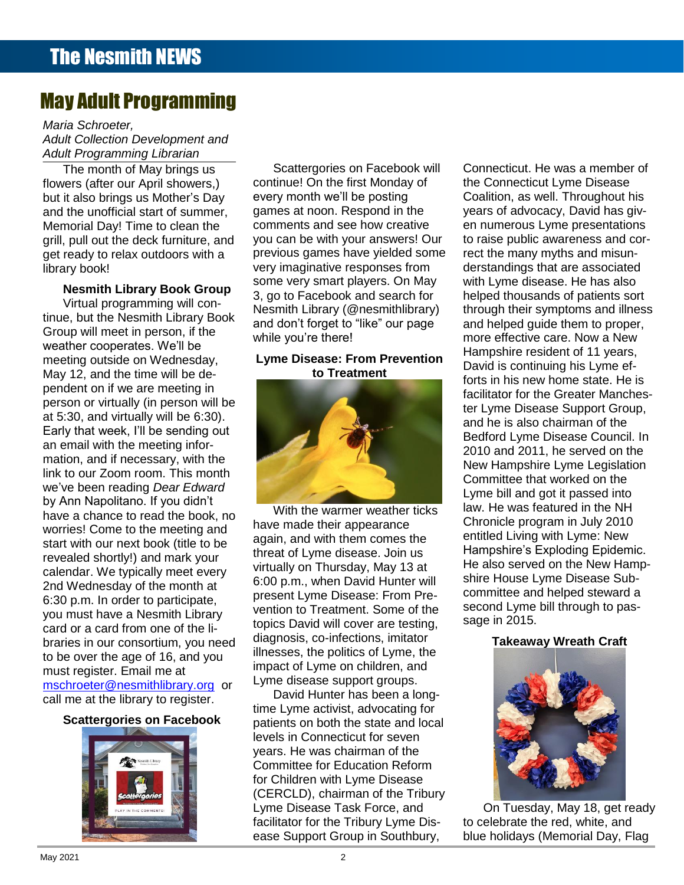# May Adult Programming

*Maria Schroeter,*
*Adult Collection Development and Adult Programming Librarian*

The month of May brings us flowers (after our April showers,) but it also brings us Mother's Day and the unofficial start of summer, Memorial Day! Time to clean the grill, pull out the deck furniture, and get ready to relax outdoors with a library book!

### Nesmith Library Book Group

Virtual programming will continue, but the Nesmith Library Book Group will meet in person, if the weather cooperates. We'll be meeting outside on Wednesday, May 12, and the time will be dependent on if we are meeting in person or virtually (in person will be at 5:30, and virtually will be 6:30). Early that week, I'll be sending out an email with the meeting information, and if necessary, with the link to our Zoom room. This month we've been reading *Dear Edward* by Ann Napolitano. If you didn't have a chance to read the book, no worries! Come to the meeting and start with our next book (title to be revealed shortly!) and mark your calendar. We typically meet every 2nd Wednesday of the month at 6:30 p.m. In order to participate, you must have a Nesmith Library card or a card from one of the libraries in our consortium, you need to be over the age of 16, and you must register. Email me at mschroeter@nesmithlibrary.org or call me at the library to register.

### Scattergories on Facebook

Scattergories on Facebook will continue! On the first Monday of every month we'll be posting games at noon. Respond in the comments and see how creative you can be with your answers! Our previous games have yielded some very imaginative responses from some very smart players. On May 3, go to Facebook and search for Nesmith Library (@nesmithlibrary) and don't forget to "like" our page while you're there!

### Lyme Disease: From Prevention to Treatment

With the warmer weather ticks have made their appearance again, and with them comes the threat of Lyme disease. Join us virtually on Thursday, May 13 at 6:00 p.m., when David Hunter will present Lyme Disease: From Prevention to Treatment. Some of the topics David will cover are testing, diagnosis, co-infections, imitator illnesses, the politics of Lyme, the impact of Lyme on children, and Lyme disease support groups.

David Hunter has been a long-time Lyme activist, advocating for patients on both the state and local levels in Connecticut for seven years. He was chairman of the Committee for Education Reform for Children with Lyme Disease (CERCLD), chairman of the Tribury Lyme Disease Task Force, and facilitator for the Tribury Lyme Disease Support Group in Southbury, Connecticut. He was a member of the Connecticut Lyme Disease Coalition, as well. Throughout his years of advocacy, David has given numerous Lyme presentations to raise public awareness and correct the many myths and misunderstandings that are associated with Lyme disease. He has also helped thousands of patients sort through their symptoms and illness and helped guide them to proper, more effective care. Now a New Hampshire resident of 11 years, David is continuing his Lyme efforts in his new home state. He is facilitator for the Greater Manchester Lyme Disease Support Group, and he is also chairman of the Bedford Lyme Disease Council. In 2010 and 2011, he served on the New Hampshire Lyme Legislation Committee that worked on the Lyme bill and got it passed into law. He was featured in the NH Chronicle program in July 2010 entitled Living with Lyme: New Hampshire's Exploding Epidemic. He also served on the New Hampshire House Lyme Disease Subcommittee and helped steward a second Lyme bill through to passage in 2015.

### Takeaway Wreath Craft

On Tuesday, May 18, get ready to celebrate the red, white, and blue holidays (Memorial Day, Flag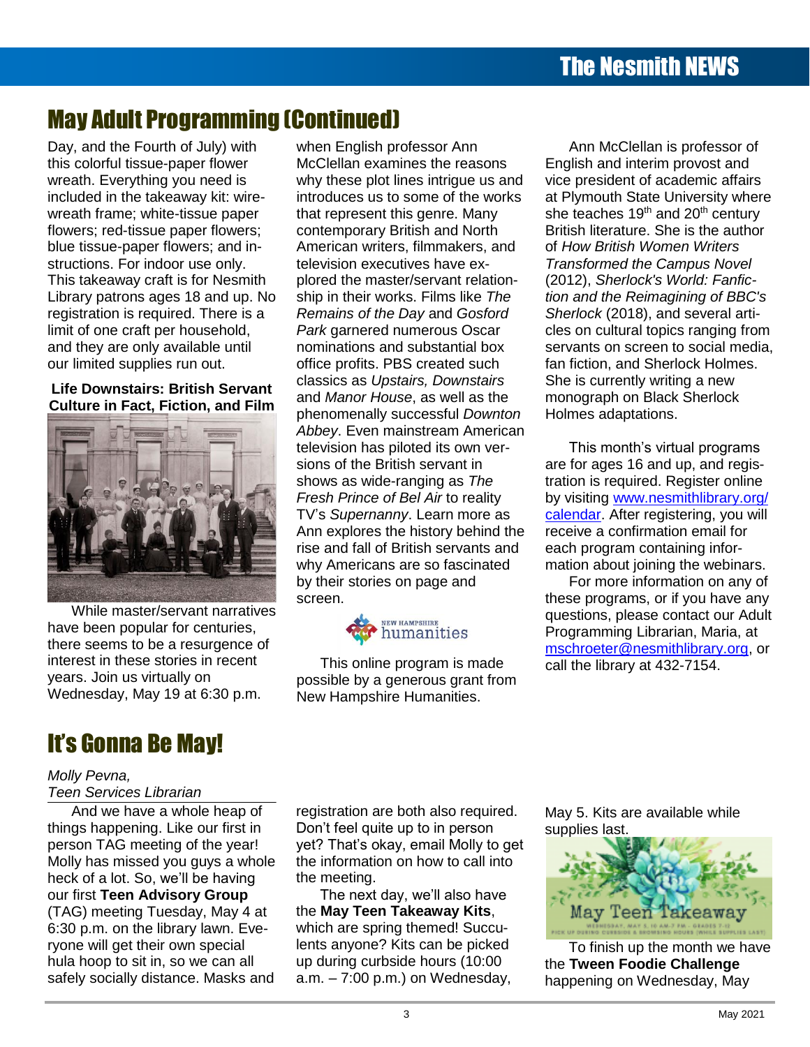## May Adult Programming (Continued)

Day, and the Fourth of July) with this colorful tissue-paper flower wreath. Everything you need is included in the takeaway kit: wire-wreath frame; white-tissue paper flowers; red-tissue paper flowers; blue tissue-paper flowers; and instructions. For indoor use only. This takeaway craft is for Nesmith Library patrons ages 18 and up. No registration is required. There is a limit of one craft per household, and they are only available until our limited supplies run out.

**Life Downstairs: British Servant Culture in Fact, Fiction, and Film**

While master/servant narratives have been popular for centuries, there seems to be a resurgence of interest in these stories in recent years. Join us virtually on Wednesday, May 19 at 6:30 p.m. when English professor Ann McClellan examines the reasons why these plot lines intrigue us and introduces us to some of the works that represent this genre. Many contemporary British and North American writers, filmmakers, and television executives have explored the master/servant relationship in their works. Films like *The Remains of the Day* and *Gosford Park* garnered numerous Oscar nominations and substantial box office profits. PBS created such classics as *Upstairs, Downstairs* and *Manor House*, as well as the phenomenally successful *Downton Abbey*. Even mainstream American television has piloted its own versions of the British servant in shows as wide-ranging as *The Fresh Prince of Bel Air* to reality TV's *Supernanny*. Learn more as Ann explores the history behind the rise and fall of British servants and why Americans are so fascinated by their stories on page and screen.

This online program is made possible by a generous grant from New Hampshire Humanities.

Ann McClellan is professor of English and interim provost and vice president of academic affairs at Plymouth State University where she teaches 19th and 20th century British literature. She is the author of *How British Women Writers Transformed the Campus Novel* (2012), *Sherlock's World: Fanfiction and the Reimagining of BBC's Sherlock* (2018), and several articles on cultural topics ranging from servants on screen to social media, fan fiction, and Sherlock Holmes. She is currently writing a new monograph on Black Sherlock Holmes adaptations.

This month's virtual programs are for ages 16 and up, and registration is required. Register online by visiting www.nesmithlibrary.org/calendar. After registering, you will receive a confirmation email for each program containing information about joining the webinars.

For more information on any of these programs, or if you have any questions, please contact our Adult Programming Librarian, Maria, at mschroeter@nesmithlibrary.org, or call the library at 432-7154.

## It's Gonna Be May!

*Molly Pevna,*
*Teen Services Librarian*

And we have a whole heap of things happening. Like our first in person TAG meeting of the year! Molly has missed you guys a whole heck of a lot. So, we'll be having our first **Teen Advisory Group** (TAG) meeting Tuesday, May 4 at 6:30 p.m. on the library lawn. Everyone will get their own special hula hoop to sit in, so we can all safely socially distance. Masks and registration are both also required. Don't feel quite up to in person yet? That's okay, email Molly to get the information on how to call into the meeting.

The next day, we'll also have the **May Teen Takeaway Kits**, which are spring themed! Succulents anyone? Kits can be picked up during curbside hours (10:00 a.m. – 7:00 p.m.) on Wednesday, May 5. Kits are available while supplies last.

To finish up the month we have the **Tween Foodie Challenge** happening on Wednesday, May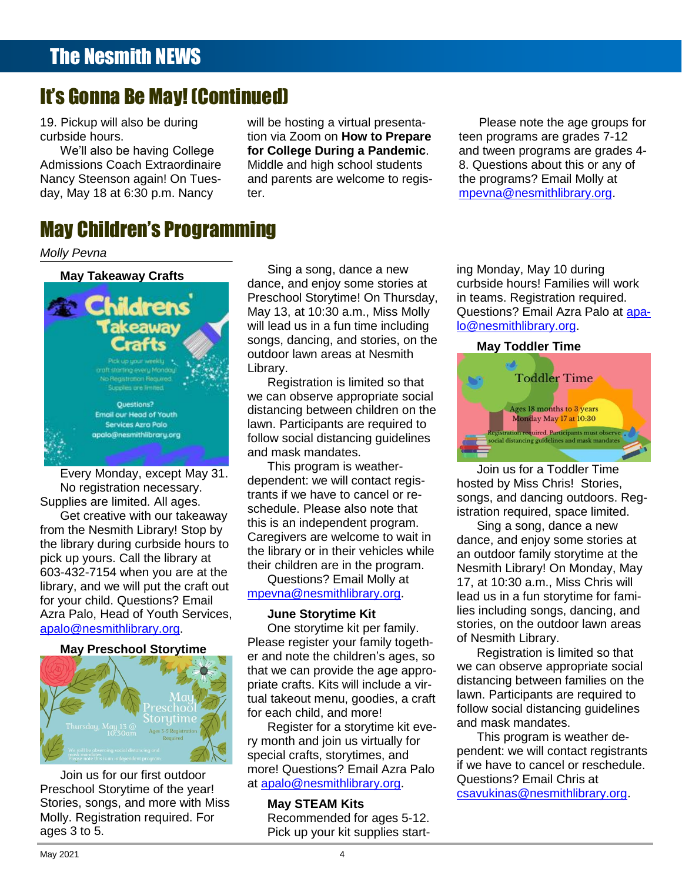## It's Gonna Be May! (Continued)

19. Pickup will also be during curbside hours.

We'll also be having College Admissions Coach Extraordinaire Nancy Steenson again! On Tuesday, May 18 at 6:30 p.m. Nancy will be hosting a virtual presentation via Zoom on **How to Prepare for College During a Pandemic**. Middle and high school students and parents are welcome to register.

Please note the age groups for teen programs are grades 7-12 and tween programs are grades 4-8. Questions about this or any of the programs? Email Molly at mpevna@nesmithlibrary.org.

## May Children's Programming

*Molly Pevna*

### May Takeaway Crafts

Childrens Takeaway Crafts

Pick up your weekly craft starting every Monday! No Registration Required. Supplies are limited.

Questions? Email our Head of Youth Services Azra Palo apalo@nesmithlibrary.org

Every Monday, except May 31.

No registration necessary. Supplies are limited. All ages.

Get creative with our takeaway from the Nesmith Library! Stop by the library during curbside hours to pick up yours. Call the library at 603-432-7154 when you are at the library, and we will put the craft out for your child. Questions? Email Azra Palo, Head of Youth Services, apalo@nesmithlibrary.org.

### May Preschool Storytime

May Preschool Storytime

Thursday, May 13 @ 10:30am

Ages 3-5 Registration Required

We will be observing social distancing and mask mandates. Please note this is an independent program.

Join us for our first outdoor Preschool Storytime of the year! Stories, songs, and more with Miss Molly. Registration required. For ages 3 to 5.

Sing a song, dance a new dance, and enjoy some stories at Preschool Storytime! On Thursday, May 13, at 10:30 a.m., Miss Molly will lead us in a fun time including songs, dancing, and stories, on the outdoor lawn areas at Nesmith Library.

Registration is limited so that we can observe appropriate social distancing between children on the lawn. Participants are required to follow social distancing guidelines and mask mandates.

This program is weather-dependent: we will contact registrants if we have to cancel or reschedule. Please also note that this is an independent program. Caregivers are welcome to wait in the library or in their vehicles while their children are in the program.

Questions? Email Molly at mpevna@nesmithlibrary.org.

### June Storytime Kit

One storytime kit per family. Please register your family together and note the children's ages, so that we can provide the age appropriate crafts. Kits will include a virtual takeout menu, goodies, a craft for each child, and more!

Register for a storytime kit every month and join us virtually for special crafts, storytimes, and more! Questions? Email Azra Palo at apalo@nesmithlibrary.org.

### May STEAM Kits

Recommended for ages 5-12. Pick up your kit supplies starting Monday, May 10 during curbside hours! Families will work in teams. Registration required. Questions? Email Azra Palo at apalo@nesmithlibrary.org.

### May Toddler Time

Toddler Time

Ages 18 months to 3 years

Monday May 17 at 10:30

Registration required. Participants must observe social distancing guidelines and mask mandates

Join us for a Toddler Time hosted by Miss Chris! Stories, songs, and dancing outdoors. Registration required, space limited.

Sing a song, dance a new dance, and enjoy some stories at an outdoor family storytime at the Nesmith Library! On Monday, May 17, at 10:30 a.m., Miss Chris will lead us in a fun storytime for families including songs, dancing, and stories, on the outdoor lawn areas of Nesmith Library.

Registration is limited so that we can observe appropriate social distancing between families on the lawn. Participants are required to follow social distancing guidelines and mask mandates.

This program is weather dependent: we will contact registrants if we have to cancel or reschedule. Questions? Email Chris at csavukinas@nesmithlibrary.org.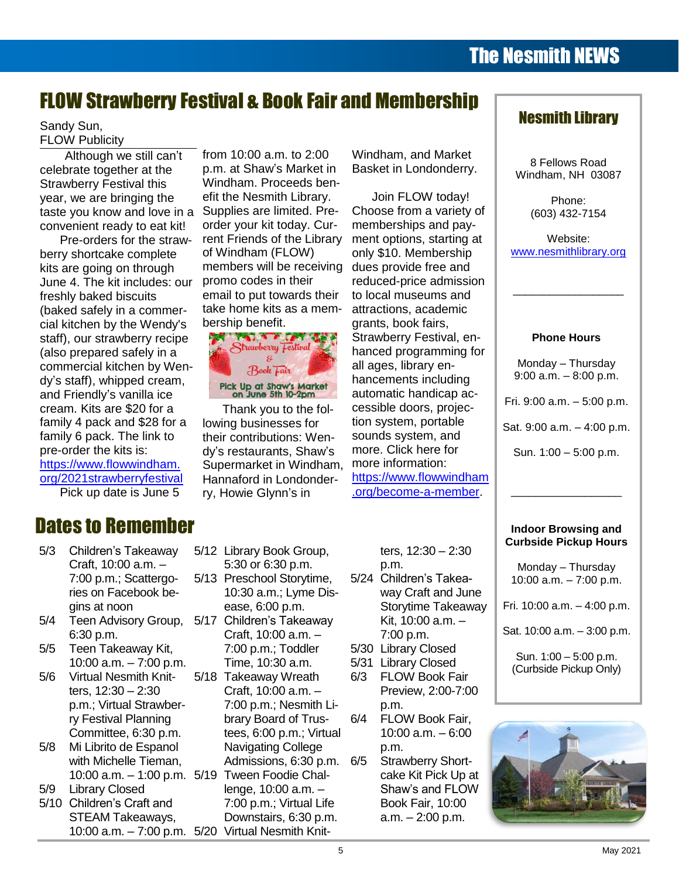# FLOW Strawberry Festival & Book Fair and Membership

Sandy Sun,
FLOW Publicity

Although we still can't celebrate together at the Strawberry Festival this year, we are bringing the taste you know and love in a convenient ready to eat kit!

Pre-orders for the strawberry shortcake complete kits are going on through June 4. The kit includes: our freshly baked biscuits (baked safely in a commercial kitchen by the Wendy's staff), our strawberry recipe (also prepared safely in a commercial kitchen by Wendy's staff), whipped cream, and Friendly's vanilla ice cream. Kits are $20 for a family 4 pack and $28 for a family 6 pack. The link to pre-order the kits is: https://www.flowwindham.org/2021strawberryfestival

Pick up date is June 5 from 10:00 a.m. to 2:00 p.m. at Shaw's Market in Windham. Proceeds benefit the Nesmith Library. Supplies are limited. Preorder your kit today. Current Friends of the Library of Windham (FLOW) members will be receiving promo codes in their email to put towards their take home kits as a membership benefit.

Thank you to the following businesses for their contributions: Wendy's restaurants, Shaw's Supermarket in Windham, Hannaford in Londonderry, Howie Glynn's in Windham, and Market Basket in Londonderry.

Join FLOW today! Choose from a variety of memberships and payment options, starting at only $10. Membership dues provide free and reduced-price admission to local museums and attractions, academic grants, book fairs, Strawberry Festival, enhanced programming for all ages, library enhancements including automatic handicap accessible doors, projection system, portable sounds system, and more. Click here for more information: https://www.flowwindham.org/become-a-member.

## Dates to Remember

- 5/3 Children's Takeaway Craft, 10:00 a.m. – 7:00 p.m.; Scattergories on Facebook begins at noon
- 5/4 Teen Advisory Group, 6:30 p.m.
- 5/5 Teen Takeaway Kit, 10:00 a.m. – 7:00 p.m.
- 5/6 Virtual Nesmith Knitters, 12:30 – 2:30 p.m.; Virtual Strawberry Festival Planning Committee, 6:30 p.m.
- 5/8 Mi Librito de Espanol with Michelle Tieman, 10:00 a.m. – 1:00 p.m.
- 5/9 Library Closed
- 5/10 Children's Craft and STEAM Takeaways, 10:00 a.m. – 7:00 p.m.
- 5/12 Library Book Group, 5:30 or 6:30 p.m.
- 5/13 Preschool Storytime, 10:30 a.m.; Lyme Disease, 6:00 p.m.
- 5/17 Children's Takeaway Craft, 10:00 a.m. – 7:00 p.m.; Toddler Time, 10:30 a.m.
- 5/18 Takeaway Wreath Craft, 10:00 a.m. – 7:00 p.m.; Nesmith Library Board of Trustees, 6:00 p.m.; Virtual Navigating College Admissions, 6:30 p.m.
- 5/19 Tween Foodie Challenge, 10:00 a.m. – 7:00 p.m.; Virtual Life Downstairs, 6:30 p.m.
- 5/20 Virtual Nesmith Knitters, 12:30 – 2:30 p.m.
- 5/24 Children's Takeaway Craft and June Storytime Takeaway Kit, 10:00 a.m. – 7:00 p.m.
- 5/30 Library Closed
- 5/31 Library Closed
- 6/3 FLOW Book Fair Preview, 2:00-7:00 p.m.
- 6/4 FLOW Book Fair, 10:00 a.m. – 6:00 p.m.
- 6/5 Strawberry Shortcake Kit Pick Up at Shaw's and FLOW Book Fair, 10:00 a.m. – 2:00 p.m.

## Nesmith Library

8 Fellows Road
Windham, NH 03087

Phone:
(603) 432-7154

Website:
www.nesmithlibrary.org

**Phone Hours**

Monday – Thursday
9:00 a.m. – 8:00 p.m.

Fri. 9:00 a.m. – 5:00 p.m.

Sat. 9:00 a.m. – 4:00 p.m.

Sun. 1:00 – 5:00 p.m.

**Indoor Browsing and Curbside Pickup Hours**

Monday – Thursday
10:00 a.m. – 7:00 p.m.

Fri. 10:00 a.m. – 4:00 p.m.

Sat. 10:00 a.m. – 3:00 p.m.

Sun. 1:00 – 5:00 p.m.
(Curbside Pickup Only)